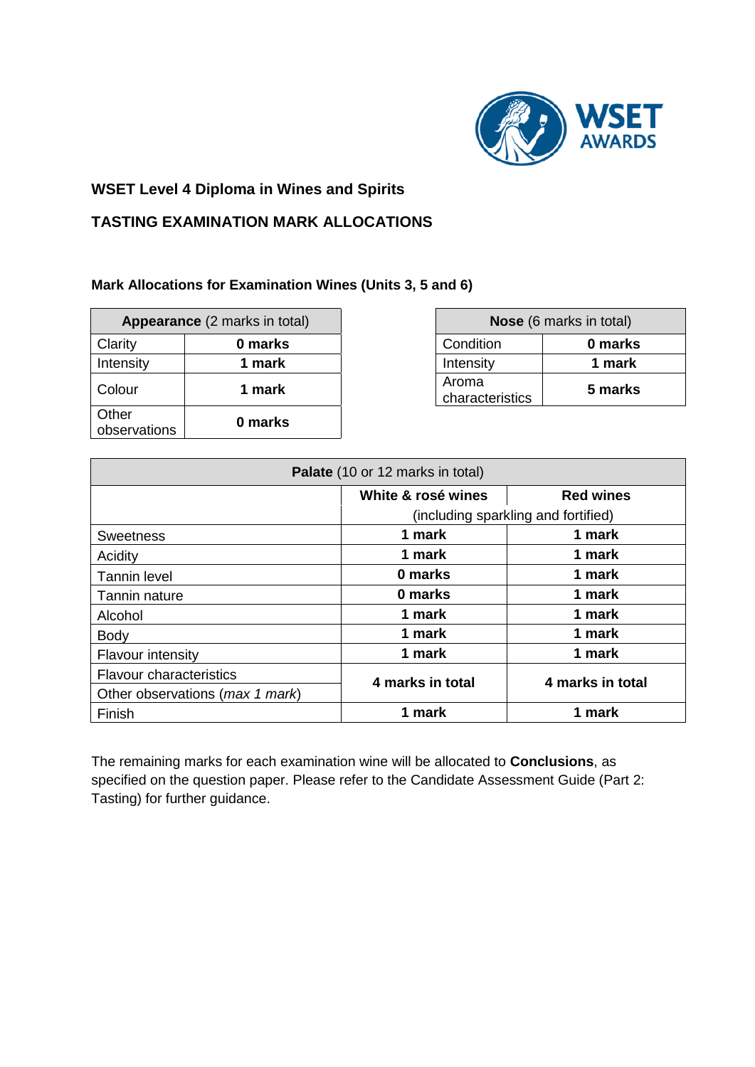**WSET Level 4 Diploma in Wines and Spirits**

**TASTING EXAMINATION MARK ALLOCATIONS**

**Mark Allocations for Examination Wines (Units 3, 5 and 6)**

| **Appearance** (2 marks in total) | |
|---|---|
| Clarity | **0 marks** |
| Intensity | **1 mark** |
| Colour | **1 mark** |
| Other observations | **0 marks** |

| **Nose** (6 marks in total) | |
|---|---|
| Condition | **0 marks** |
| Intensity | **1 mark** |
| Aroma characteristics | **5 marks** |

| **Palate** (10 or 12 marks in total) | | |
|---|---|---|
| | **White & rosé wines** (including sparkling and fortified) | **Red wines** (including sparkling and fortified) |
| Sweetness | **1 mark** | **1 mark** |
| Acidity | **1 mark** | **1 mark** |
| Tannin level | **0 marks** | **1 mark** |
| Tannin nature | **0 marks** | **1 mark** |
| Alcohol | **1 mark** | **1 mark** |
| Body | **1 mark** | **1 mark** |
| Flavour intensity | **1 mark** | **1 mark** |
| Flavour characteristics / Other observations (*max 1 mark*) | **4 marks in total** | **4 marks in total** |
| Finish | **1 mark** | **1 mark** |

The remaining marks for each examination wine will be allocated to **Conclusions**, as specified on the question paper. Please refer to the Candidate Assessment Guide (Part 2: Tasting) for further guidance.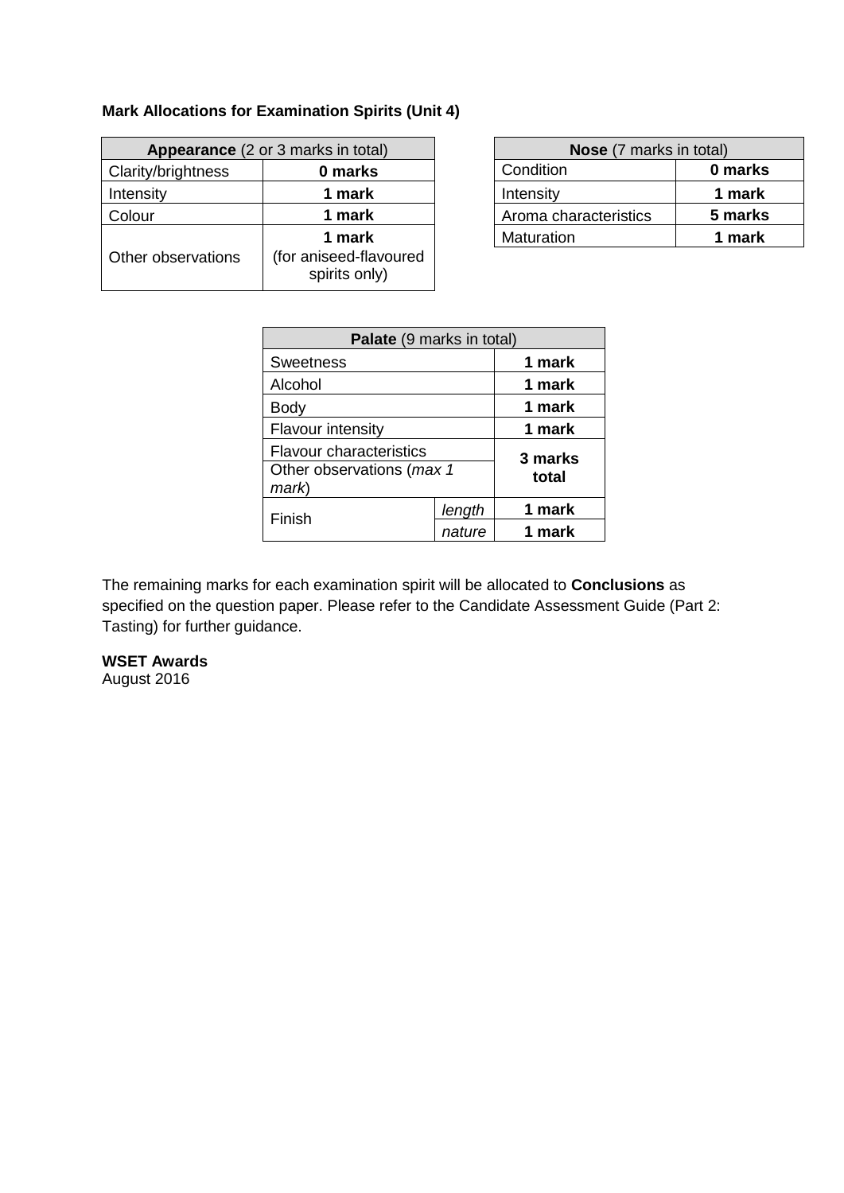**Mark Allocations for Examination Spirits (Unit 4)**

| **Appearance** (2 or 3 marks in total) | |
|---|---|
| Clarity/brightness | **0 marks** |
| Intensity | **1 mark** |
| Colour | **1 mark** |
| Other observations | **1 mark** (for aniseed-flavoured spirits only) |

| **Nose** (7 marks in total) | |
|---|---|
| Condition | **0 marks** |
| Intensity | **1 mark** |
| Aroma characteristics | **5 marks** |
| Maturation | **1 mark** |

| **Palate** (9 marks in total) | | |
|---|---|---|
| Sweetness | | **1 mark** |
| Alcohol | | **1 mark** |
| Body | | **1 mark** |
| Flavour intensity | | **1 mark** |
| Flavour characteristics | | **3 marks total** |
| Other observations (*max 1 mark*) | | |
| Finish | *length* | **1 mark** |
| | *nature* | **1 mark** |

The remaining marks for each examination spirit will be allocated to **Conclusions** as specified on the question paper. Please refer to the Candidate Assessment Guide (Part 2: Tasting) for further guidance.

**WSET Awards**
August 2016